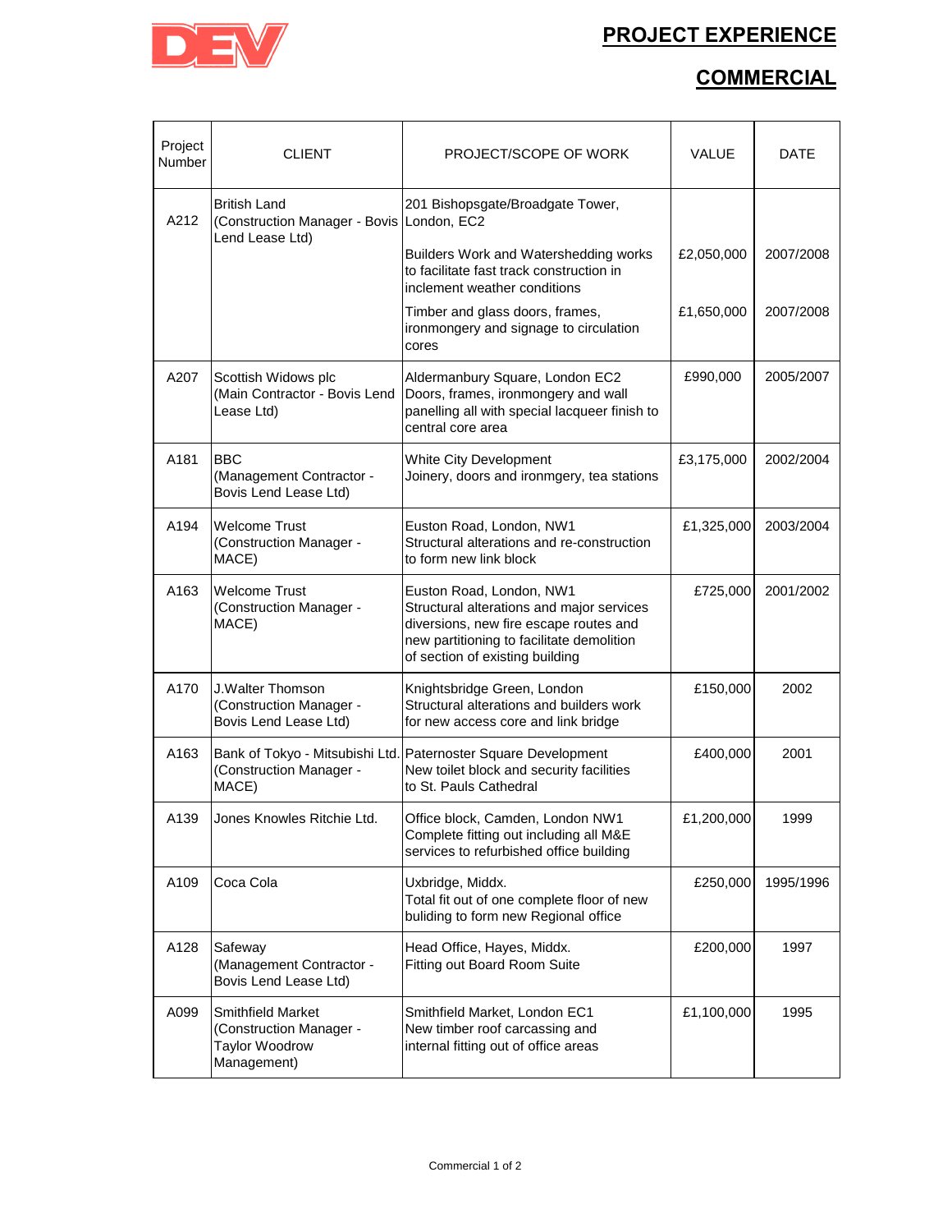# PROJECT EXPERIENCE

## COMMERCIAL

| Project Number | CLIENT | PROJECT/SCOPE OF WORK | VALUE | DATE |
|---|---|---|---|---|
| A212 | British Land (Construction Manager - Bovis Lend Lease Ltd) | 201 Bishopsgate/Broadgate Tower, London, EC2 | | |
| | | Builders Work and Watershedding works to facilitate fast track construction in inclement weather conditions | £2,050,000 | 2007/2008 |
| | | Timber and glass doors, frames, ironmongery and signage to circulation cores | £1,650,000 | 2007/2008 |
| A207 | Scottish Widows plc (Main Contractor - Bovis Lend Lease Ltd) | Aldermanbury Square, London EC2 Doors, frames, ironmongery and wall panelling all with special lacqueer finish to central core area | £990,000 | 2005/2007 |
| A181 | BBC (Management Contractor - Bovis Lend Lease Ltd) | White City Development Joinery, doors and ironmgery, tea stations | £3,175,000 | 2002/2004 |
| A194 | Welcome Trust (Construction Manager - MACE) | Euston Road, London, NW1 Structural alterations and re-construction to form new link block | £1,325,000 | 2003/2004 |
| A163 | Welcome Trust (Construction Manager - MACE) | Euston Road, London, NW1 Structural alterations and major services diversions, new fire escape routes and new partitioning to facilitate demolition of section of existing building | £725,000 | 2001/2002 |
| A170 | J.Walter Thomson (Construction Manager - Bovis Lend Lease Ltd) | Knightsbridge Green, London Structural alterations and builders work for new access core and link bridge | £150,000 | 2002 |
| A163 | Bank of Tokyo - Mitsubishi Ltd. (Construction Manager - MACE) | Paternoster Square Development New toilet block and security facilities to St. Pauls Cathedral | £400,000 | 2001 |
| A139 | Jones Knowles Ritchie Ltd. | Office block, Camden, London NW1 Complete fitting out including all M&E services to refurbished office building | £1,200,000 | 1999 |
| A109 | Coca Cola | Uxbridge, Middx. Total fit out of one complete floor of new buliding to form new Regional office | £250,000 | 1995/1996 |
| A128 | Safeway (Management Contractor - Bovis Lend Lease Ltd) | Head Office, Hayes, Middx. Fitting out Board Room Suite | £200,000 | 1997 |
| A099 | Smithfield Market (Construction Manager - Taylor Woodrow Management) | Smithfield Market, London EC1 New timber roof carcassing and internal fitting out of office areas | £1,100,000 | 1995 |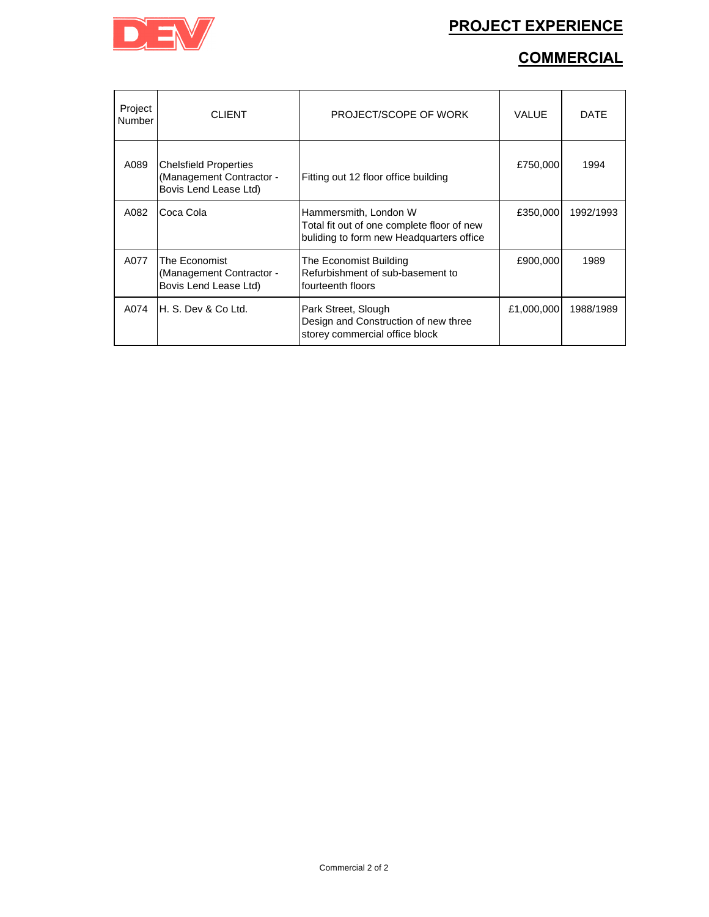DEV

# PROJECT EXPERIENCE

## COMMERCIAL

| Project Number | CLIENT | PROJECT/SCOPE OF WORK | VALUE | DATE |
|---|---|---|---|---|
| A089 | Chelsfield Properties (Management Contractor - Bovis Lend Lease Ltd) | Fitting out 12 floor office building | £750,000 | 1994 |
| A082 | Coca Cola | Hammersmith, London W<br>Total fit out of one complete floor of new buliding to form new Headquarters office | £350,000 | 1992/1993 |
| A077 | The Economist (Management Contractor - Bovis Lend Lease Ltd) | The Economist Building<br>Refurbishment of sub-basement to fourteenth floors | £900,000 | 1989 |
| A074 | H. S. Dev & Co Ltd. | Park Street, Slough<br>Design and Construction of new three storey commercial office block | £1,000,000 | 1988/1989 |